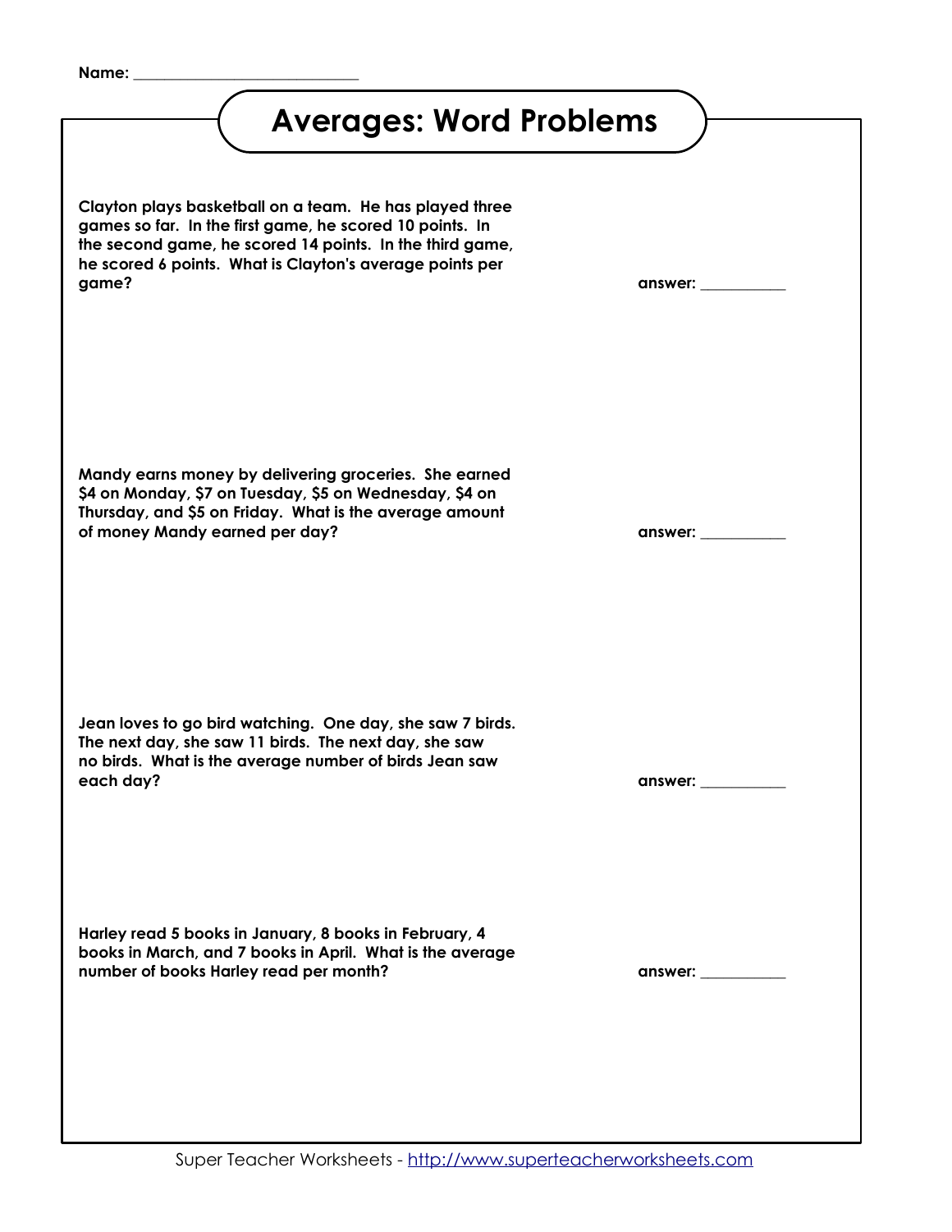Name: ___________________________

# Averages: Word Problems

**Clayton plays basketball on a team. He has played three games so far. In the first game, he scored 10 points. In the second game, he scored 14 points. In the third game, he scored 6 points. What is Clayton's average points per game?**

**answer: __________**

**Mandy earns money by delivering groceries. She earned $4 on Monday, $7 on Tuesday, $5 on Wednesday, $4 on Thursday, and $5 on Friday. What is the average amount of money Mandy earned per day?**

**answer: __________**

**Jean loves to go bird watching. One day, she saw 7 birds. The next day, she saw 11 birds. The next day, she saw no birds. What is the average number of birds Jean saw each day?**

**answer: __________**

**Harley read 5 books in January, 8 books in February, 4 books in March, and 7 books in April. What is the average number of books Harley read per month?**

**answer: __________**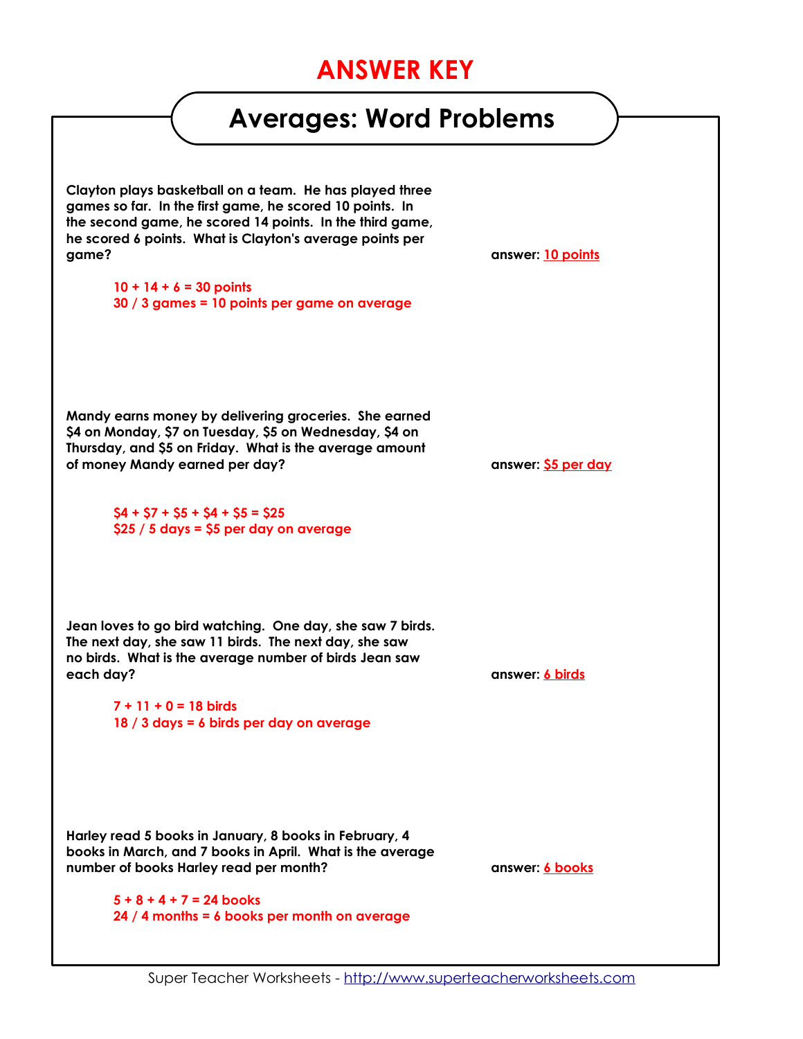# ANSWER KEY

## Averages: Word Problems

Clayton plays basketball on a team. He has played three games so far. In the first game, he scored 10 points. In the second game, he scored 14 points. In the third game, he scored 6 points. What is Clayton's average points per game?

answer: 10 points

10 + 14 + 6 = 30 points
30 / 3 games = 10 points per game on average

Mandy earns money by delivering groceries. She earned $4 on Monday, $7 on Tuesday, $5 on Wednesday, $4 on Thursday, and $5 on Friday. What is the average amount of money Mandy earned per day?

answer: $5 per day

$4 + $7 + $5 + $4 + $5 = $25
$25 / 5 days = $5 per day on average

Jean loves to go bird watching. One day, she saw 7 birds. The next day, she saw 11 birds. The next day, she saw no birds. What is the average number of birds Jean saw each day?

answer: 6 birds

7 + 11 + 0 = 18 birds
18 / 3 days = 6 birds per day on average

Harley read 5 books in January, 8 books in February, 4 books in March, and 7 books in April. What is the average number of books Harley read per month?

answer: 6 books

5 + 8 + 4 + 7 = 24 books
24 / 4 months = 6 books per month on average

Super Teacher Worksheets - http://www.superteacherworksheets.com